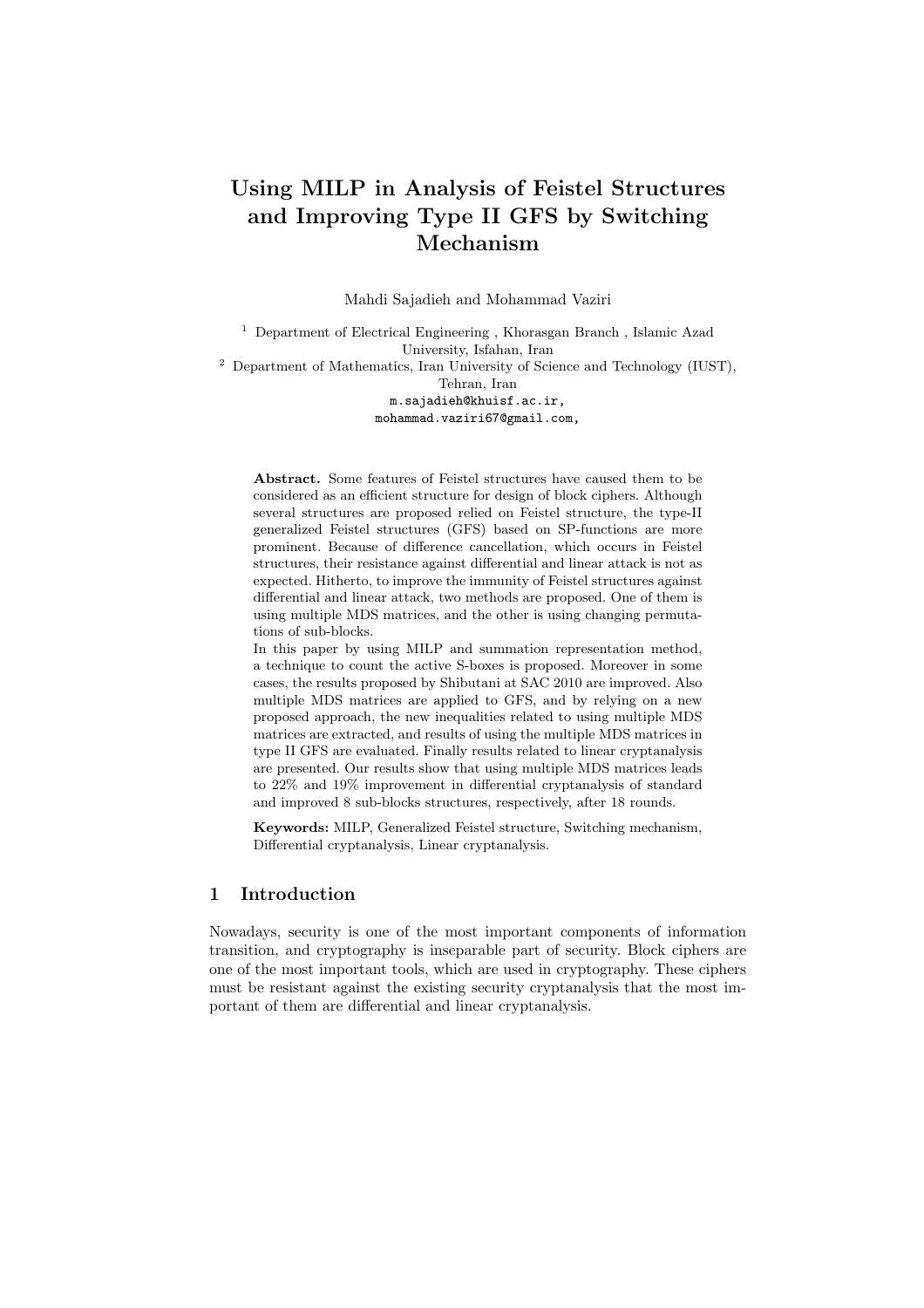# Using MILP in Analysis of Feistel Structures and Improving Type II GFS by Switching Mechanism

Mahdi Sajadieh and Mohammad Vaziri

[1] Department of Electrical Engineering , Khorasgan Branch , Islamic Azad University, Isfahan, Iran

[2] Department of Mathematics, Iran University of Science and Technology (IUST), Tehran, Iran

m.sajadieh@khuisf.ac.ir,
mohammad.vaziri67@gmail.com,

**Abstract.** Some features of Feistel structures have caused them to be considered as an efficient structure for design of block ciphers. Although several structures are proposed relied on Feistel structure, the type-II generalized Feistel structures (GFS) based on SP-functions are more prominent. Because of difference cancellation, which occurs in Feistel structures, their resistance against differential and linear attack is not as expected. Hitherto, to improve the immunity of Feistel structures against differential and linear attack, two methods are proposed. One of them is using multiple MDS matrices, and the other is using changing permutations of sub-blocks.

In this paper by using MILP and summation representation method, a technique to count the active S-boxes is proposed. Moreover in some cases, the results proposed by Shibutani at SAC 2010 are improved. Also multiple MDS matrices are applied to GFS, and by relying on a new proposed approach, the new inequalities related to using multiple MDS matrices are extracted, and results of using the multiple MDS matrices in type II GFS are evaluated. Finally results related to linear cryptanalysis are presented. Our results show that using multiple MDS matrices leads to 22% and 19% improvement in differential cryptanalysis of standard and improved 8 sub-blocks structures, respectively, after 18 rounds.

**Keywords:** MILP, Generalized Feistel structure, Switching mechanism, Differential cryptanalysis, Linear cryptanalysis.

## 1 Introduction

Nowadays, security is one of the most important components of information transition, and cryptography is inseparable part of security. Block ciphers are one of the most important tools, which are used in cryptography. These ciphers must be resistant against the existing security cryptanalysis that the most important of them are differential and linear cryptanalysis.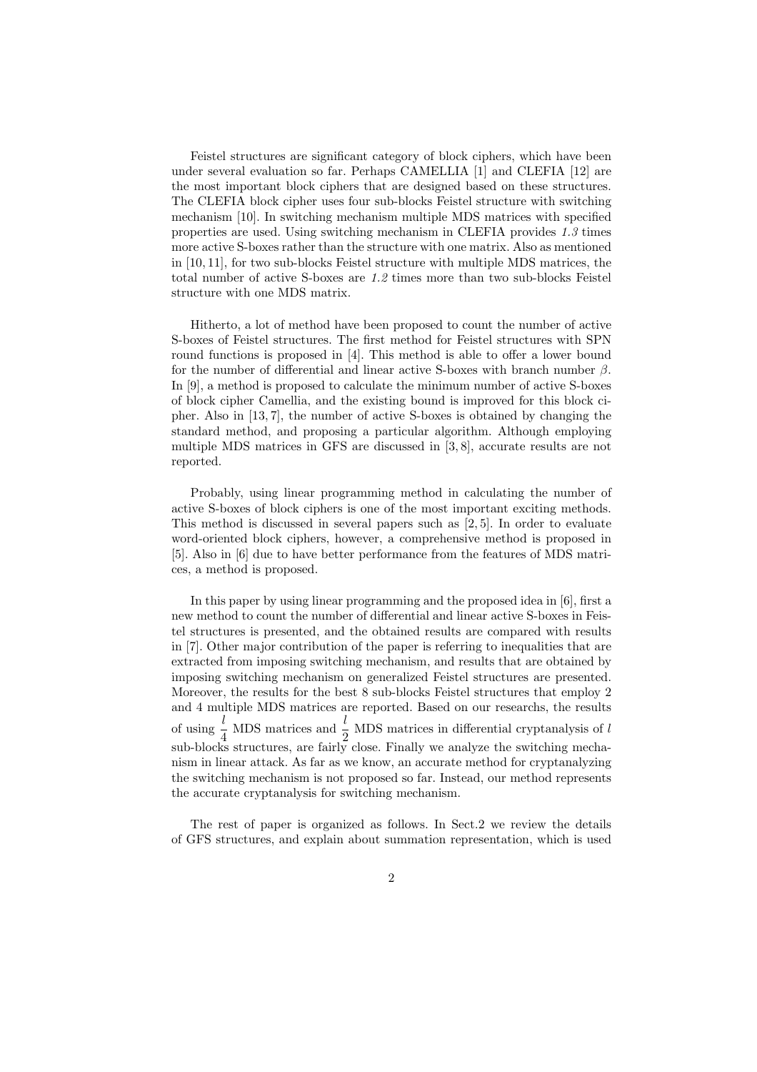Feistel structures are significant category of block ciphers, which have been under several evaluation so far. Perhaps CAMELLIA [1] and CLEFIA [12] are the most important block ciphers that are designed based on these structures. The CLEFIA block cipher uses four sub-blocks Feistel structure with switching mechanism [10]. In switching mechanism multiple MDS matrices with specified properties are used. Using switching mechanism in CLEFIA provides *1.3* times more active S-boxes rather than the structure with one matrix. Also as mentioned in [10, 11], for two sub-blocks Feistel structure with multiple MDS matrices, the total number of active S-boxes are *1.2* times more than two sub-blocks Feistel structure with one MDS matrix.

Hitherto, a lot of method have been proposed to count the number of active S-boxes of Feistel structures. The first method for Feistel structures with SPN round functions is proposed in [4]. This method is able to offer a lower bound for the number of differential and linear active S-boxes with branch number $\beta$. In [9], a method is proposed to calculate the minimum number of active S-boxes of block cipher Camellia, and the existing bound is improved for this block cipher. Also in [13, 7], the number of active S-boxes is obtained by changing the standard method, and proposing a particular algorithm. Although employing multiple MDS matrices in GFS are discussed in [3, 8], accurate results are not reported.

Probably, using linear programming method in calculating the number of active S-boxes of block ciphers is one of the most important exciting methods. This method is discussed in several papers such as [2, 5]. In order to evaluate word-oriented block ciphers, however, a comprehensive method is proposed in [5]. Also in [6] due to have better performance from the features of MDS matrices, a method is proposed.

In this paper by using linear programming and the proposed idea in [6], first a new method to count the number of differential and linear active S-boxes in Feistel structures is presented, and the obtained results are compared with results in [7]. Other major contribution of the paper is referring to inequalities that are extracted from imposing switching mechanism, and results that are obtained by imposing switching mechanism on generalized Feistel structures are presented. Moreover, the results for the best 8 sub-blocks Feistel structures that employ 2 and 4 multiple MDS matrices are reported. Based on our researchs, the results of using $\frac{l}{4}$ MDS matrices and $\frac{l}{2}$ MDS matrices in differential cryptanalysis of $l$ sub-blocks structures, are fairly close. Finally we analyze the switching mechanism in linear attack. As far as we know, an accurate method for cryptanalyzing the switching mechanism is not proposed so far. Instead, our method represents the accurate cryptanalysis for switching mechanism.

The rest of paper is organized as follows. In Sect.2 we review the details of GFS structures, and explain about summation representation, which is used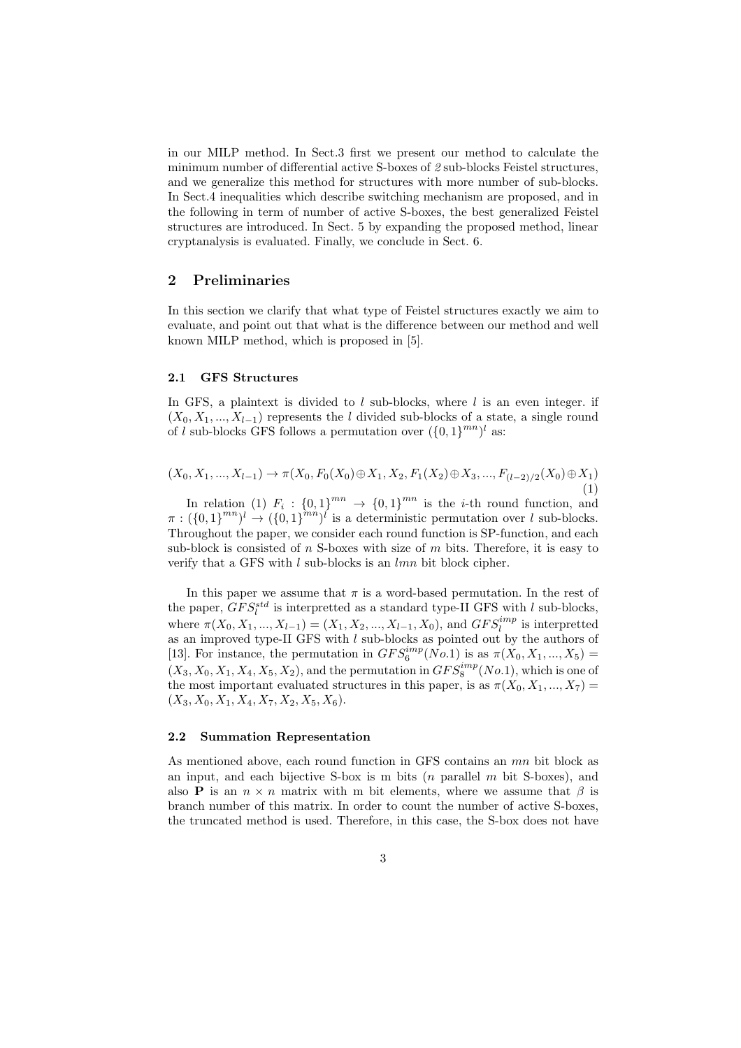in our MILP method. In Sect.3 first we present our method to calculate the minimum number of differential active S-boxes of *2* sub-blocks Feistel structures, and we generalize this method for structures with more number of sub-blocks. In Sect.4 inequalities which describe switching mechanism are proposed, and in the following in term of number of active S-boxes, the best generalized Feistel structures are introduced. In Sect. 5 by expanding the proposed method, linear cryptanalysis is evaluated. Finally, we conclude in Sect. 6.

## 2 Preliminaries

In this section we clarify that what type of Feistel structures exactly we aim to evaluate, and point out that what is the difference between our method and well known MILP method, which is proposed in [5].

### 2.1 GFS Structures

In GFS, a plaintext is divided to $l$ sub-blocks, where $l$ is an even integer. if $(X_0, X_1, ..., X_{l-1})$ represents the $l$ divided sub-blocks of a state, a single round of $l$ sub-blocks GFS follows a permutation over $(\{0,1\}^{mn})^l$ as:

$$(X_0, X_1, ..., X_{l-1}) \to \pi(X_0, F_0(X_0) \oplus X_1, X_2, F_1(X_2) \oplus X_3, ..., F_{(l-2)/2}(X_0) \oplus X_1) \tag{1}$$

In relation (1) $F_i : \{0,1\}^{mn} \to \{0,1\}^{mn}$ is the $i$-th round function, and $\pi : (\{0,1\}^{mn})^l \to (\{0,1\}^{mn})^l$ is a deterministic permutation over $l$ sub-blocks. Throughout the paper, we consider each round function is SP-function, and each sub-block is consisted of $n$ S-boxes with size of $m$ bits. Therefore, it is easy to verify that a GFS with $l$ sub-blocks is an $lmn$ bit block cipher.

In this paper we assume that $\pi$ is a word-based permutation. In the rest of the paper, $GFS_l^{std}$ is interpretted as a standard type-II GFS with $l$ sub-blocks, where $\pi(X_0, X_1, ..., X_{l-1}) = (X_1, X_2, ..., X_{l-1}, X_0)$, and $GFS_l^{imp}$ is interpretted as an improved type-II GFS with $l$ sub-blocks as pointed out by the authors of [13]. For instance, the permutation in $GFS_6^{imp}(No.1)$ is as $\pi(X_0, X_1, ..., X_5) = (X_3, X_0, X_1, X_4, X_5, X_2)$, and the permutation in $GFS_8^{imp}(No.1)$, which is one of the most important evaluated structures in this paper, is as $\pi(X_0, X_1, ..., X_7) = (X_3, X_0, X_1, X_4, X_7, X_2, X_5, X_6)$.

### 2.2 Summation Representation

As mentioned above, each round function in GFS contains an $mn$ bit block as an input, and each bijective S-box is m bits ($n$ parallel $m$ bit S-boxes), and also $\mathbf{P}$ is an $n \times n$ matrix with m bit elements, where we assume that $\beta$ is branch number of this matrix. In order to count the number of active S-boxes, the truncated method is used. Therefore, in this case, the S-box does not have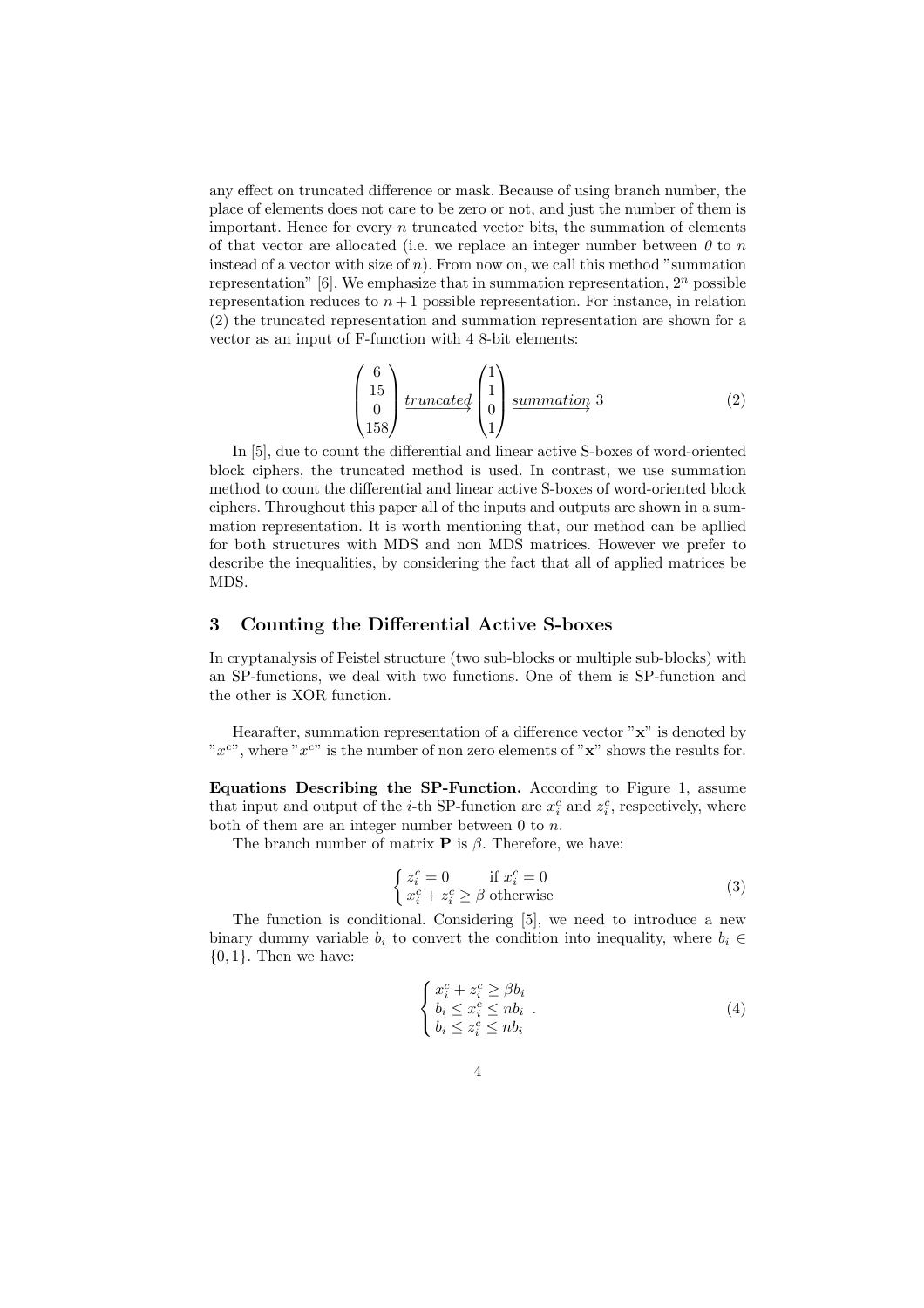any effect on truncated difference or mask. Because of using branch number, the place of elements does not care to be zero or not, and just the number of them is important. Hence for every $n$ truncated vector bits, the summation of elements of that vector are allocated (i.e. we replace an integer number between *0* to $n$ instead of a vector with size of $n$). From now on, we call this method "summation representation" [6]. We emphasize that in summation representation, $2^n$ possible representation reduces to $n+1$ possible representation. For instance, in relation (2) the truncated representation and summation representation are shown for a vector as an input of F-function with 4 8-bit elements:

$$\begin{pmatrix} 6 \\ 15 \\ 0 \\ 158 \end{pmatrix} \xrightarrow{truncated} \begin{pmatrix} 1 \\ 1 \\ 0 \\ 1 \end{pmatrix} \xrightarrow{summation} 3 \tag{2}$$

In [5], due to count the differential and linear active S-boxes of word-oriented block ciphers, the truncated method is used. In contrast, we use summation method to count the differential and linear active S-boxes of word-oriented block ciphers. Throughout this paper all of the inputs and outputs are shown in a summation representation. It is worth mentioning that, our method can be apllied for both structures with MDS and non MDS matrices. However we prefer to describe the inequalities, by considering the fact that all of applied matrices be MDS.

## 3 Counting the Differential Active S-boxes

In cryptanalysis of Feistel structure (two sub-blocks or multiple sub-blocks) with an SP-functions, we deal with two functions. One of them is SP-function and the other is XOR function.

Hearafter, summation representation of a difference vector "$\mathbf{x}$" is denoted by "$x^c$", where "$x^c$" is the number of non zero elements of "$\mathbf{x}$" shows the results for.

**Equations Describing the SP-Function.** According to Figure 1, assume that input and output of the $i$-th SP-function are $x_i^c$ and $z_i^c$, respectively, where both of them are an integer number between 0 to $n$.

The branch number of matrix $\mathbf{P}$ is $\beta$. Therefore, we have:

$$\begin{cases} z_i^c = 0 & \text{if } x_i^c = 0 \\ x_i^c + z_i^c \geq \beta & \text{otherwise} \end{cases} \tag{3}$$

The function is conditional. Considering [5], we need to introduce a new binary dummy variable $b_i$ to convert the condition into inequality, where $b_i \in \{0,1\}$. Then we have:

$$\begin{cases} x_i^c + z_i^c \geq \beta b_i \\ b_i \leq x_i^c \leq n b_i \\ b_i \leq z_i^c \leq n b_i \end{cases} . \tag{4}$$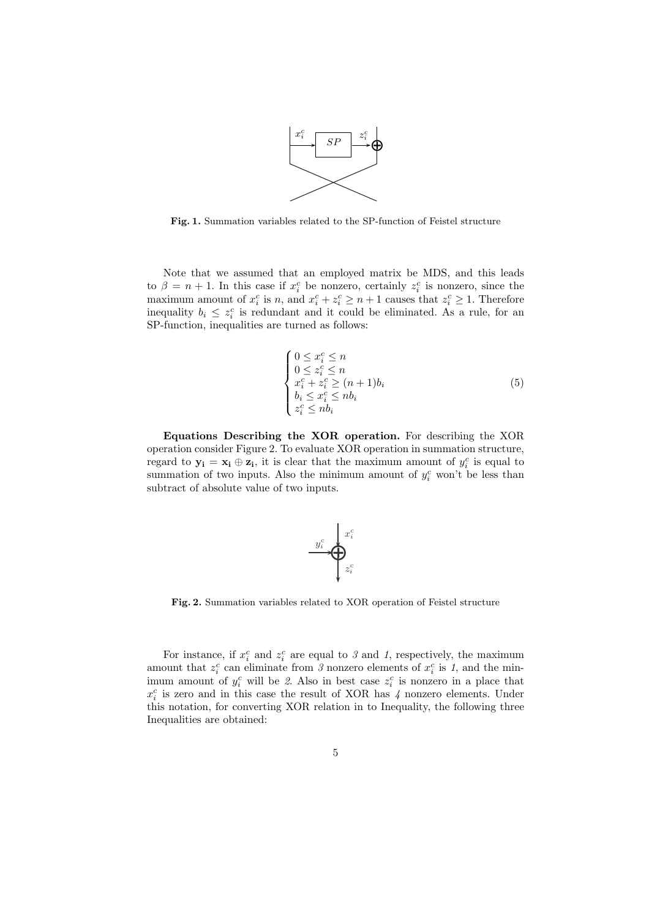**Fig. 1.** Summation variables related to the SP-function of Feistel structure

Note that we assumed that an employed matrix be MDS, and this leads to $\beta = n + 1$. In this case if $x_i^c$ be nonzero, certainly $z_i^c$ is nonzero, since the maximum amount of $x_i^c$ is $n$, and $x_i^c + z_i^c \geq n+1$ causes that $z_i^c \geq 1$. Therefore inequality $b_i \leq z_i^c$ is redundant and it could be eliminated. As a rule, for an SP-function, inequalities are turned as follows:

$$\begin{cases} 0 \leq x_i^c \leq n \\ 0 \leq z_i^c \leq n \\ x_i^c + z_i^c \geq (n+1)b_i \\ b_i \leq x_i^c \leq nb_i \\ z_i^c \leq nb_i \end{cases} \tag{5}$$

**Equations Describing the XOR operation.** For describing the XOR operation consider Figure 2. To evaluate XOR operation in summation structure, regard to $\mathbf{y_i} = \mathbf{x_i} \oplus \mathbf{z_i}$, it is clear that the maximum amount of $y_i^c$ is equal to summation of two inputs. Also the minimum amount of $y_i^c$ won't be less than subtract of absolute value of two inputs.

**Fig. 2.** Summation variables related to XOR operation of Feistel structure

For instance, if $x_i^c$ and $z_i^c$ are equal to *3* and *1*, respectively, the maximum amount that $z_i^c$ can eliminate from *3* nonzero elements of $x_i^c$ is *1*, and the minimum amount of $y_i^c$ will be *2*. Also in best case $z_i^c$ is nonzero in a place that $x_i^c$ is zero and in this case the result of XOR has *4* nonzero elements. Under this notation, for converting XOR relation in to Inequality, the following three Inequalities are obtained: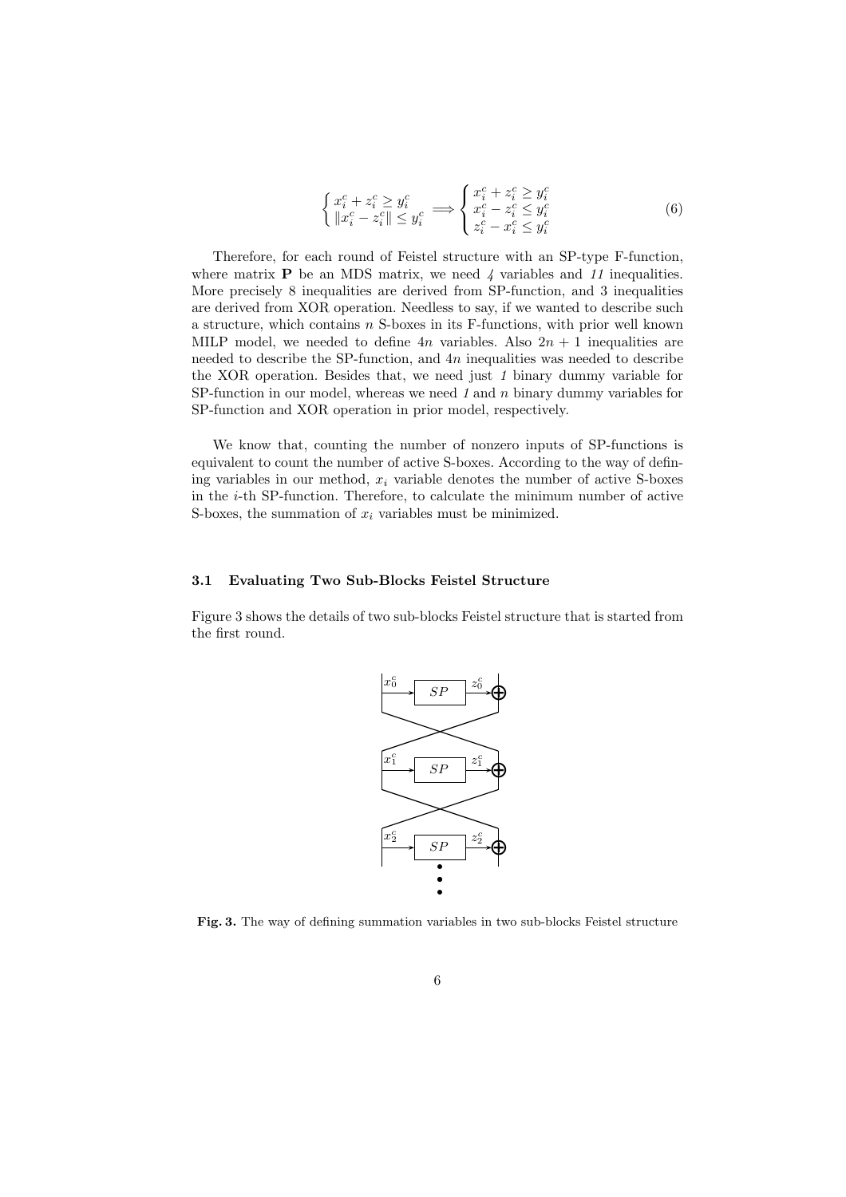$$\begin{cases} x_i^c + z_i^c \geq y_i^c \\ \|x_i^c - z_i^c\| \leq y_i^c \end{cases} \Longrightarrow \begin{cases} x_i^c + z_i^c \geq y_i^c \\ x_i^c - z_i^c \leq y_i^c \\ z_i^c - x_i^c \leq y_i^c \end{cases} \tag{6}$$

Therefore, for each round of Feistel structure with an SP-type F-function, where matrix $\mathbf{P}$ be an MDS matrix, we need *4* variables and *11* inequalities. More precisely 8 inequalities are derived from SP-function, and 3 inequalities are derived from XOR operation. Needless to say, if we wanted to describe such a structure, which contains $n$ S-boxes in its F-functions, with prior well known MILP model, we needed to define $4n$ variables. Also $2n + 1$ inequalities are needed to describe the SP-function, and $4n$ inequalities was needed to describe the XOR operation. Besides that, we need just *1* binary dummy variable for SP-function in our model, whereas we need *1* and $n$ binary dummy variables for SP-function and XOR operation in prior model, respectively.

We know that, counting the number of nonzero inputs of SP-functions is equivalent to count the number of active S-boxes. According to the way of defining variables in our method, $x_i$ variable denotes the number of active S-boxes in the $i$-th SP-function. Therefore, to calculate the minimum number of active S-boxes, the summation of $x_i$ variables must be minimized.

### 3.1 Evaluating Two Sub-Blocks Feistel Structure

Figure 3 shows the details of two sub-blocks Feistel structure that is started from the first round.

**Fig. 3.** The way of defining summation variables in two sub-blocks Feistel structure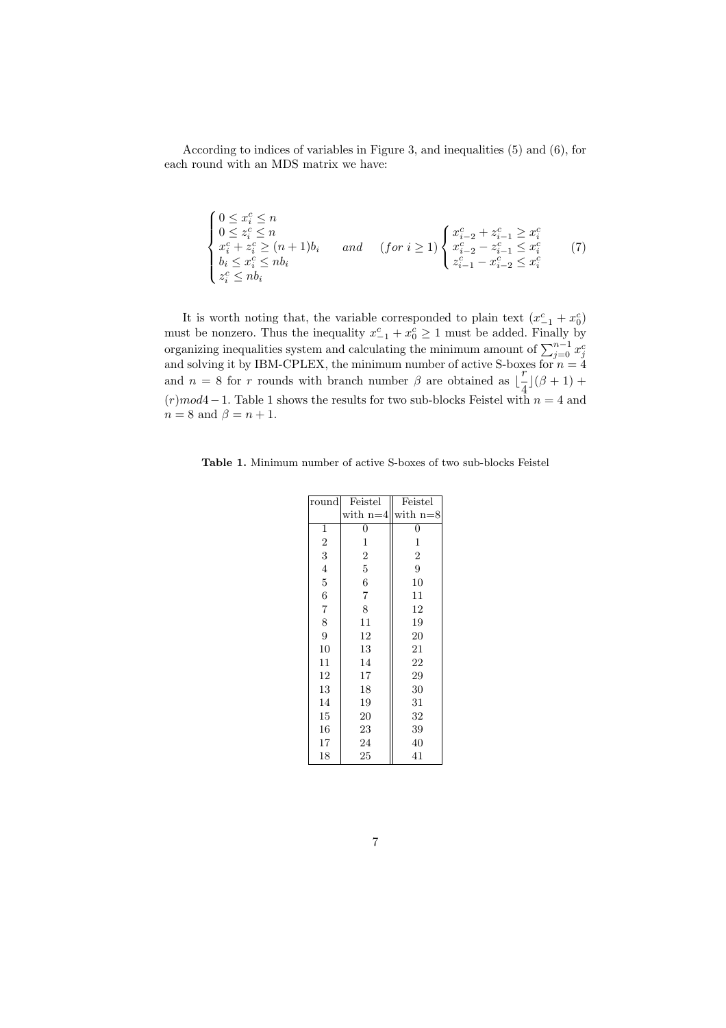According to indices of variables in Figure 3, and inequalities (5) and (6), for each round with an MDS matrix we have:

$$\begin{cases} 0 \leq x_i^c \leq n \\ 0 \leq z_i^c \leq n \\ x_i^c + z_i^c \geq (n+1)b_i \\ b_i \leq x_i^c \leq nb_i \\ z_i^c \leq nb_i \end{cases} \quad and \quad (for\ i \geq 1) \begin{cases} x_{i-2}^c + z_{i-1}^c \geq x_i^c \\ x_{i-2}^c - z_{i-1}^c \leq x_i^c \\ z_{i-1}^c - x_{i-2}^c \leq x_i^c \end{cases} \tag{7}$$

It is worth noting that, the variable corresponded to plain text $(x_{-1}^c + x_0^c)$ must be nonzero. Thus the inequality $x_{-1}^c + x_0^c \geq 1$ must be added. Finally by organizing inequalities system and calculating the minimum amount of $\sum_{j=0}^{n-1} x_j^c$ and solving it by IBM-CPLEX, the minimum number of active S-boxes for $n = 4$ and $n = 8$ for $r$ rounds with branch number $\beta$ are obtained as $\lfloor \frac{r}{4} \rfloor (\beta + 1) + (r) mod 4 - 1$. Table 1 shows the results for two sub-blocks Feistel with $n = 4$ and $n = 8$ and $\beta = n + 1$.

**Table 1.** Minimum number of active S-boxes of two sub-blocks Feistel

| round | Feistel with n=4 | Feistel with n=8 |
|---|---|---|
| 1 | 0 | 0 |
| 2 | 1 | 1 |
| 3 | 2 | 2 |
| 4 | 5 | 9 |
| 5 | 6 | 10 |
| 6 | 7 | 11 |
| 7 | 8 | 12 |
| 8 | 11 | 19 |
| 9 | 12 | 20 |
| 10 | 13 | 21 |
| 11 | 14 | 22 |
| 12 | 17 | 29 |
| 13 | 18 | 30 |
| 14 | 19 | 31 |
| 15 | 20 | 32 |
| 16 | 23 | 39 |
| 17 | 24 | 40 |
| 18 | 25 | 41 |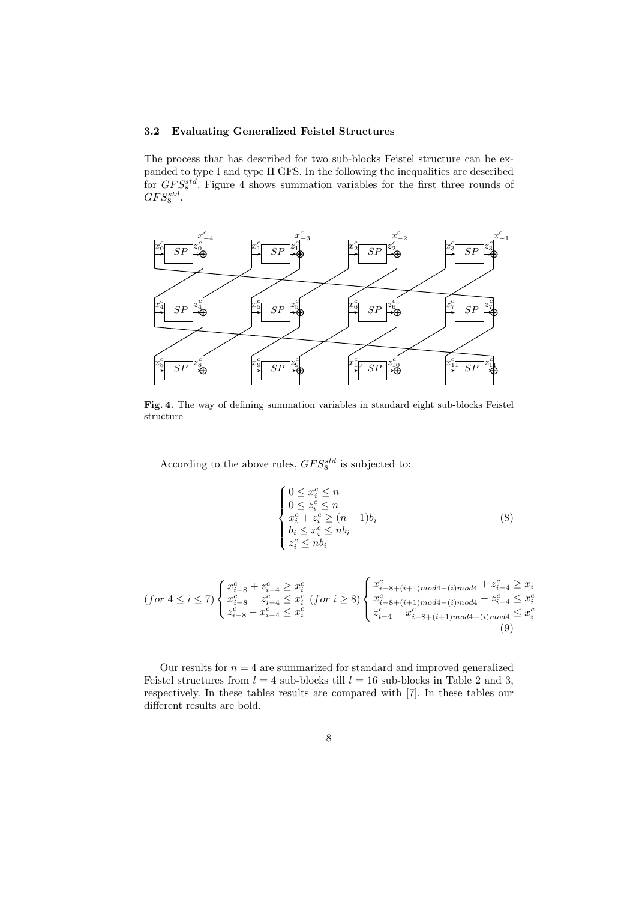### 3.2 Evaluating Generalized Feistel Structures

The process that has described for two sub-blocks Feistel structure can be expanded to type I and type II GFS. In the following the inequalities are described for $GFS_8^{std}$. Figure 4 shows summation variables for the first three rounds of $GFS_8^{std}$.

**Fig. 4.** The way of defining summation variables in standard eight sub-blocks Feistel structure

According to the above rules, $GFS_8^{std}$ is subjected to:

$$\begin{cases} 0 \leq x_i^c \leq n \\ 0 \leq z_i^c \leq n \\ x_i^c + z_i^c \geq (n+1)b_i \\ b_i \leq x_i^c \leq nb_i \\ z_i^c \leq nb_i \end{cases} \tag{8}$$

$$(for\ 4 \leq i \leq 7) \begin{cases} x_{i-8}^c + z_{i-4}^c \geq x_i^c \\ x_{i-8}^c - z_{i-4}^c \leq x_i^c \\ z_{i-8}^c - x_{i-4}^c \leq x_i^c \end{cases} (for\ i \geq 8) \begin{cases} x_{i-8+(i+1)mod4-(i)mod4}^c + z_{i-4}^c \geq x_i \\ x_{i-8+(i+1)mod4-(i)mod4}^c - z_{i-4}^c \leq x_i^c \\ z_{i-4}^c - x_{i-8+(i+1)mod4-(i)mod4}^c \leq x_i^c \end{cases} \tag{9}$$

Our results for $n = 4$ are summarized for standard and improved generalized Feistel structures from $l = 4$ sub-blocks till $l = 16$ sub-blocks in Table 2 and 3, respectively. In these tables results are compared with [7]. In these tables our different results are bold.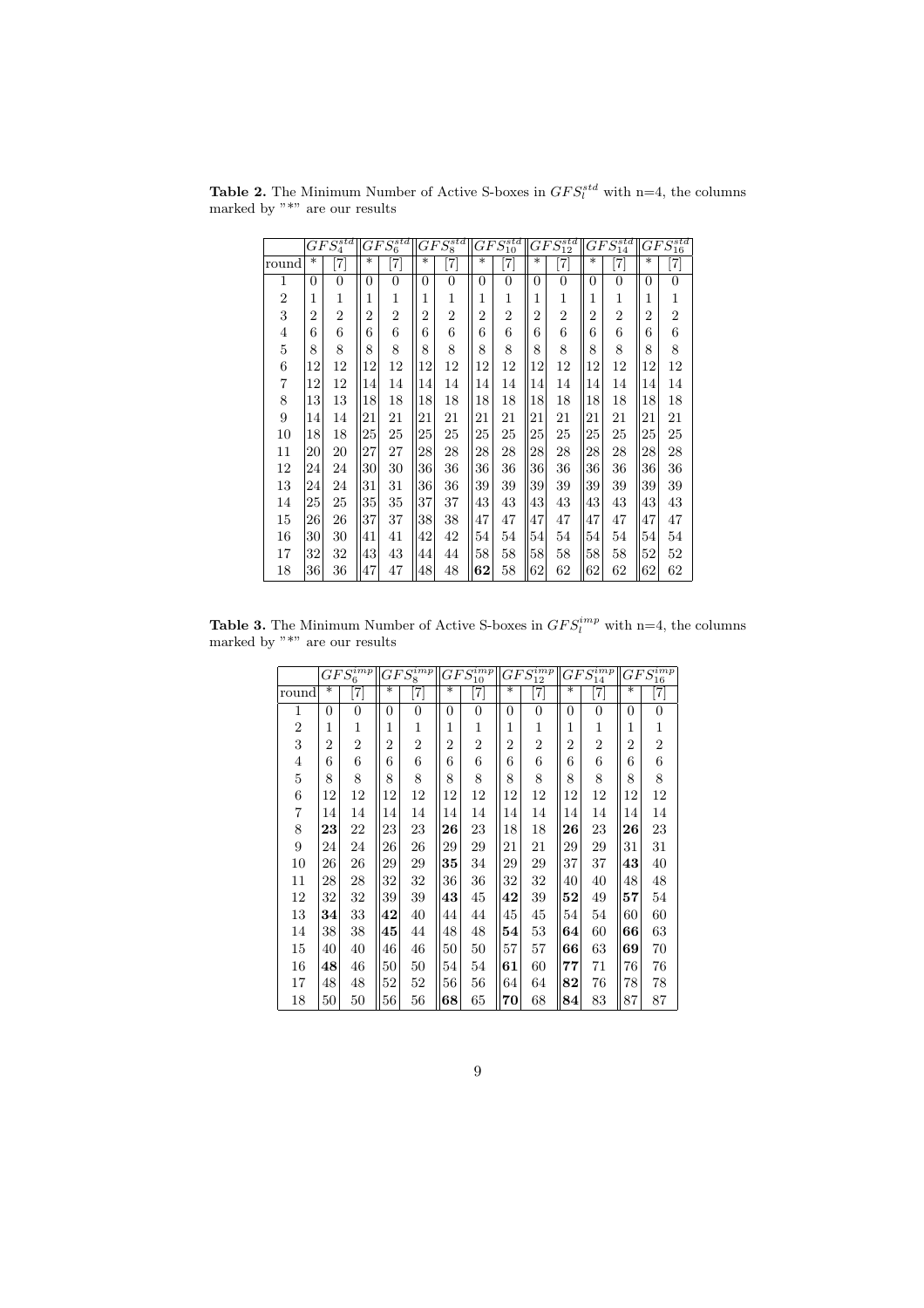**Table 2.** The Minimum Number of Active S-boxes in $GFS_l^{std}$ with n=4, the columns marked by "*" are our results

| | $GFS_4^{std}$ | | $GFS_6^{std}$ | | $GFS_8^{std}$ | | $GFS_{10}^{std}$ | | $GFS_{12}^{std}$ | | $GFS_{14}^{std}$ | | $GFS_{16}^{std}$ | |
|---|---|---|---|---|---|---|---|---|---|---|---|---|---|---|
| round | * | [7] | * | [7] | * | [7] | * | [7] | * | [7] | * | [7] | * | [7] |
| 1 | 0 | 0 | 0 | 0 | 0 | 0 | 0 | 0 | 0 | 0 | 0 | 0 | 0 | 0 |
| 2 | 1 | 1 | 1 | 1 | 1 | 1 | 1 | 1 | 1 | 1 | 1 | 1 | 1 | 1 |
| 3 | 2 | 2 | 2 | 2 | 2 | 2 | 2 | 2 | 2 | 2 | 2 | 2 | 2 | 2 |
| 4 | 6 | 6 | 6 | 6 | 6 | 6 | 6 | 6 | 6 | 6 | 6 | 6 | 6 | 6 |
| 5 | 8 | 8 | 8 | 8 | 8 | 8 | 8 | 8 | 8 | 8 | 8 | 8 | 8 | 8 |
| 6 | 12 | 12 | 12 | 12 | 12 | 12 | 12 | 12 | 12 | 12 | 12 | 12 | 12 | 12 |
| 7 | 12 | 12 | 14 | 14 | 14 | 14 | 14 | 14 | 14 | 14 | 14 | 14 | 14 | 14 |
| 8 | 13 | 13 | 18 | 18 | 18 | 18 | 18 | 18 | 18 | 18 | 18 | 18 | 18 | 18 |
| 9 | 14 | 14 | 21 | 21 | 21 | 21 | 21 | 21 | 21 | 21 | 21 | 21 | 21 | 21 |
| 10 | 18 | 18 | 25 | 25 | 25 | 25 | 25 | 25 | 25 | 25 | 25 | 25 | 25 | 25 |
| 11 | 20 | 20 | 27 | 27 | 28 | 28 | 28 | 28 | 28 | 28 | 28 | 28 | 28 | 28 |
| 12 | 24 | 24 | 30 | 30 | 36 | 36 | 36 | 36 | 36 | 36 | 36 | 36 | 36 | 36 |
| 13 | 24 | 24 | 31 | 31 | 36 | 36 | 39 | 39 | 39 | 39 | 39 | 39 | 39 | 39 |
| 14 | 25 | 25 | 35 | 35 | 37 | 37 | 43 | 43 | 43 | 43 | 43 | 43 | 43 | 43 |
| 15 | 26 | 26 | 37 | 37 | 38 | 38 | 47 | 47 | 47 | 47 | 47 | 47 | 47 | 47 |
| 16 | 30 | 30 | 41 | 41 | 42 | 42 | 54 | 54 | 54 | 54 | 54 | 54 | 54 | 54 |
| 17 | 32 | 32 | 43 | 43 | 44 | 44 | 58 | 58 | 58 | 58 | 58 | 58 | 52 | 52 |
| 18 | 36 | 36 | 47 | 47 | 48 | 48 | **62** | 58 | 62 | 62 | 62 | 62 | 62 | 62 |

**Table 3.** The Minimum Number of Active S-boxes in $GFS_l^{imp}$ with n=4, the columns marked by "*" are our results

| | $GFS_6^{imp}$ | | $GFS_8^{imp}$ | | $GFS_{10}^{imp}$ | | $GFS_{12}^{imp}$ | | $GFS_{14}^{imp}$ | | $GFS_{16}^{imp}$ | |
|---|---|---|---|---|---|---|---|---|---|---|---|---|
| round | * | [7] | * | [7] | * | [7] | * | [7] | * | [7] | * | [7] |
| 1 | 0 | 0 | 0 | 0 | 0 | 0 | 0 | 0 | 0 | 0 | 0 | 0 |
| 2 | 1 | 1 | 1 | 1 | 1 | 1 | 1 | 1 | 1 | 1 | 1 | 1 |
| 3 | 2 | 2 | 2 | 2 | 2 | 2 | 2 | 2 | 2 | 2 | 2 | 2 |
| 4 | 6 | 6 | 6 | 6 | 6 | 6 | 6 | 6 | 6 | 6 | 6 | 6 |
| 5 | 8 | 8 | 8 | 8 | 8 | 8 | 8 | 8 | 8 | 8 | 8 | 8 |
| 6 | 12 | 12 | 12 | 12 | 12 | 12 | 12 | 12 | 12 | 12 | 12 | 12 |
| 7 | 14 | 14 | 14 | 14 | 14 | 14 | 14 | 14 | 14 | 14 | 14 | 14 |
| 8 | **23** | 22 | 23 | 23 | **26** | 23 | 18 | 18 | **26** | 23 | **26** | 23 |
| 9 | 24 | 24 | 26 | 26 | 29 | 29 | 21 | 21 | 29 | 29 | 31 | 31 |
| 10 | 26 | 26 | 29 | 29 | **35** | 34 | 29 | 29 | 37 | 37 | **43** | 40 |
| 11 | 28 | 28 | 32 | 32 | 36 | 36 | 32 | 32 | 40 | 40 | 48 | 48 |
| 12 | 32 | 32 | 39 | 39 | **43** | 45 | **42** | 39 | **52** | 49 | **57** | 54 |
| 13 | **34** | 33 | **42** | 40 | 44 | 44 | 45 | 45 | 54 | 54 | 60 | 60 |
| 14 | 38 | 38 | **45** | 44 | 48 | 48 | **54** | 53 | **64** | 60 | **66** | 63 |
| 15 | 40 | 40 | 46 | 46 | 50 | 50 | 57 | 57 | **66** | 63 | **69** | 70 |
| 16 | **48** | 46 | 50 | 50 | 54 | 54 | **61** | 60 | **77** | 71 | 76 | 76 |
| 17 | 48 | 48 | 52 | 52 | 56 | 56 | 64 | 64 | **82** | 76 | 78 | 78 |
| 18 | 50 | 50 | 56 | 56 | **68** | 65 | **70** | 68 | **84** | 83 | 87 | 87 |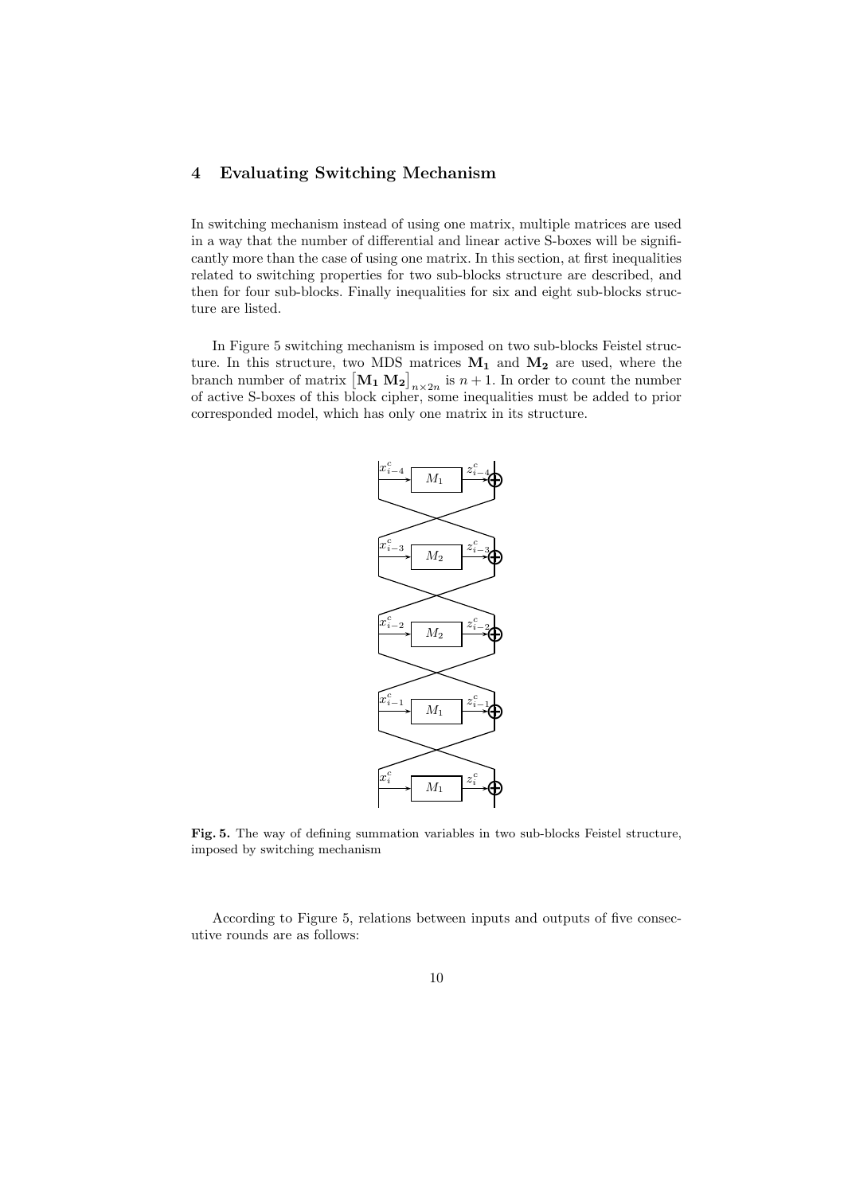## 4 Evaluating Switching Mechanism

In switching mechanism instead of using one matrix, multiple matrices are used in a way that the number of differential and linear active S-boxes will be significantly more than the case of using one matrix. In this section, at first inequalities related to switching properties for two sub-blocks structure are described, and then for four sub-blocks. Finally inequalities for six and eight sub-blocks structure are listed.

In Figure 5 switching mechanism is imposed on two sub-blocks Feistel structure. In this structure, two MDS matrices $\mathbf{M_1}$ and $\mathbf{M_2}$ are used, where the branch number of matrix $\left[\mathbf{M_1}\ \mathbf{M_2}\right]_{n\times 2n}$ is $n+1$. In order to count the number of active S-boxes of this block cipher, some inequalities must be added to prior corresponded model, which has only one matrix in its structure.

**Fig. 5.** The way of defining summation variables in two sub-blocks Feistel structure, imposed by switching mechanism

According to Figure 5, relations between inputs and outputs of five consecutive rounds are as follows: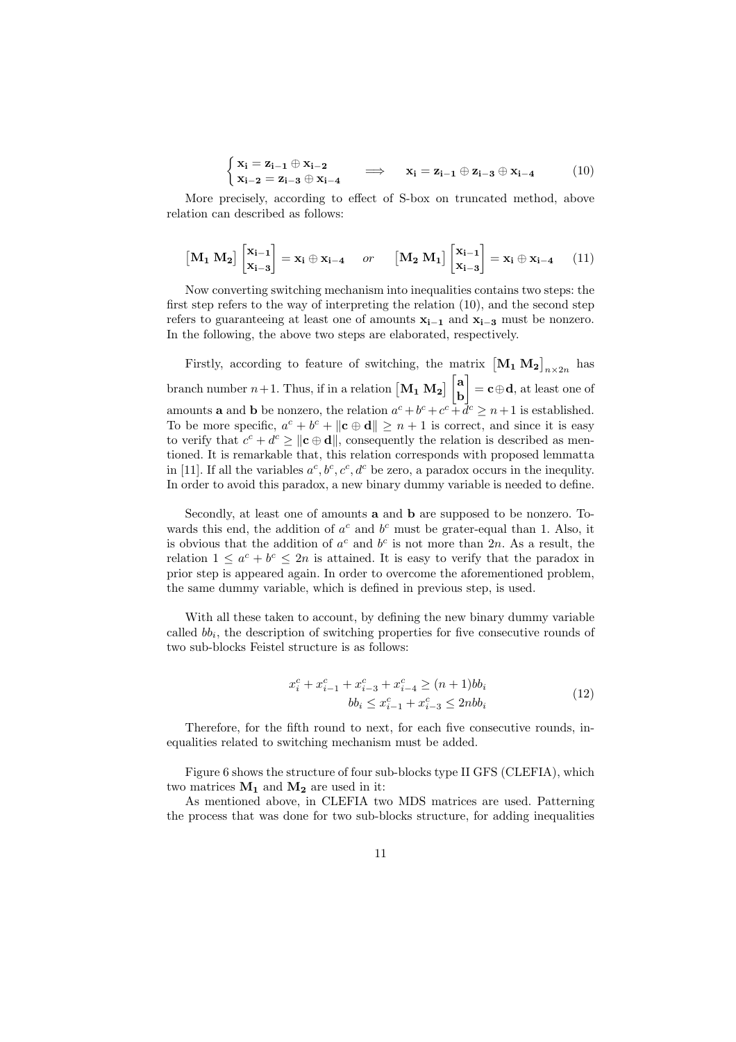$$\begin{cases} \mathbf{x_i} = \mathbf{z_{i-1}} \oplus \mathbf{x_{i-2}} \\ \mathbf{x_{i-2}} = \mathbf{z_{i-3}} \oplus \mathbf{x_{i-4}} \end{cases} \implies \mathbf{x_i} = \mathbf{z_{i-1}} \oplus \mathbf{z_{i-3}} \oplus \mathbf{x_{i-4}} \tag{10}$$

More precisely, according to effect of S-box on truncated method, above relation can described as follows:

$$\begin{bmatrix} \mathbf{M_1} \ \mathbf{M_2} \end{bmatrix} \begin{bmatrix} \mathbf{x_{i-1}} \\ \mathbf{x_{i-3}} \end{bmatrix} = \mathbf{x_i} \oplus \mathbf{x_{i-4}} \quad or \quad \begin{bmatrix} \mathbf{M_2} \ \mathbf{M_1} \end{bmatrix} \begin{bmatrix} \mathbf{x_{i-1}} \\ \mathbf{x_{i-3}} \end{bmatrix} = \mathbf{x_i} \oplus \mathbf{x_{i-4}} \tag{11}$$

Now converting switching mechanism into inequalities contains two steps: the first step refers to the way of interpreting the relation (10), and the second step refers to guaranteeing at least one of amounts $\mathbf{x_{i-1}}$ and $\mathbf{x_{i-3}}$ must be nonzero. In the following, the above two steps are elaborated, respectively.

Firstly, according to feature of switching, the matrix $\begin{bmatrix} \mathbf{M_1} \ \mathbf{M_2} \end{bmatrix}_{n \times 2n}$ has branch number $n+1$. Thus, if in a relation $\begin{bmatrix} \mathbf{M_1} \ \mathbf{M_2} \end{bmatrix} \begin{bmatrix} \mathbf{a} \\ \mathbf{b} \end{bmatrix} = \mathbf{c} \oplus \mathbf{d}$, at least one of amounts $\mathbf{a}$ and $\mathbf{b}$ be nonzero, the relation $a^c + b^c + c^c + d^c \geq n+1$ is established. To be more specific, $a^c + b^c + \|\mathbf{c} \oplus \mathbf{d}\| \geq n+1$ is correct, and since it is easy to verify that $c^c + d^c \geq \|\mathbf{c} \oplus \mathbf{d}\|$, consequently the relation is described as mentioned. It is remarkable that, this relation corresponds with proposed lemmatta in [11]. If all the variables $a^c, b^c, c^c, d^c$ be zero, a paradox occurs in the inequlity. In order to avoid this paradox, a new binary dummy variable is needed to define.

Secondly, at least one of amounts $\mathbf{a}$ and $\mathbf{b}$ are supposed to be nonzero. Towards this end, the addition of $a^c$ and $b^c$ must be grater-equal than 1. Also, it is obvious that the addition of $a^c$ and $b^c$ is not more than $2n$. As a result, the relation $1 \leq a^c + b^c \leq 2n$ is attained. It is easy to verify that the paradox in prior step is appeared again. In order to overcome the aforementioned problem, the same dummy variable, which is defined in previous step, is used.

With all these taken to account, by defining the new binary dummy variable called $bb_i$, the description of switching properties for five consecutive rounds of two sub-blocks Feistel structure is as follows:

$$\begin{aligned} x_i^c + x_{i-1}^c + x_{i-3}^c + x_{i-4}^c &\geq (n+1)bb_i \\ bb_i \leq x_{i-1}^c + x_{i-3}^c &\leq 2nbb_i \end{aligned} \tag{12}$$

Therefore, for the fifth round to next, for each five consecutive rounds, inequalities related to switching mechanism must be added.

Figure 6 shows the structure of four sub-blocks type II GFS (CLEFIA), which two matrices $\mathbf{M_1}$ and $\mathbf{M_2}$ are used in it:

As mentioned above, in CLEFIA two MDS matrices are used. Patterning the process that was done for two sub-blocks structure, for adding inequalities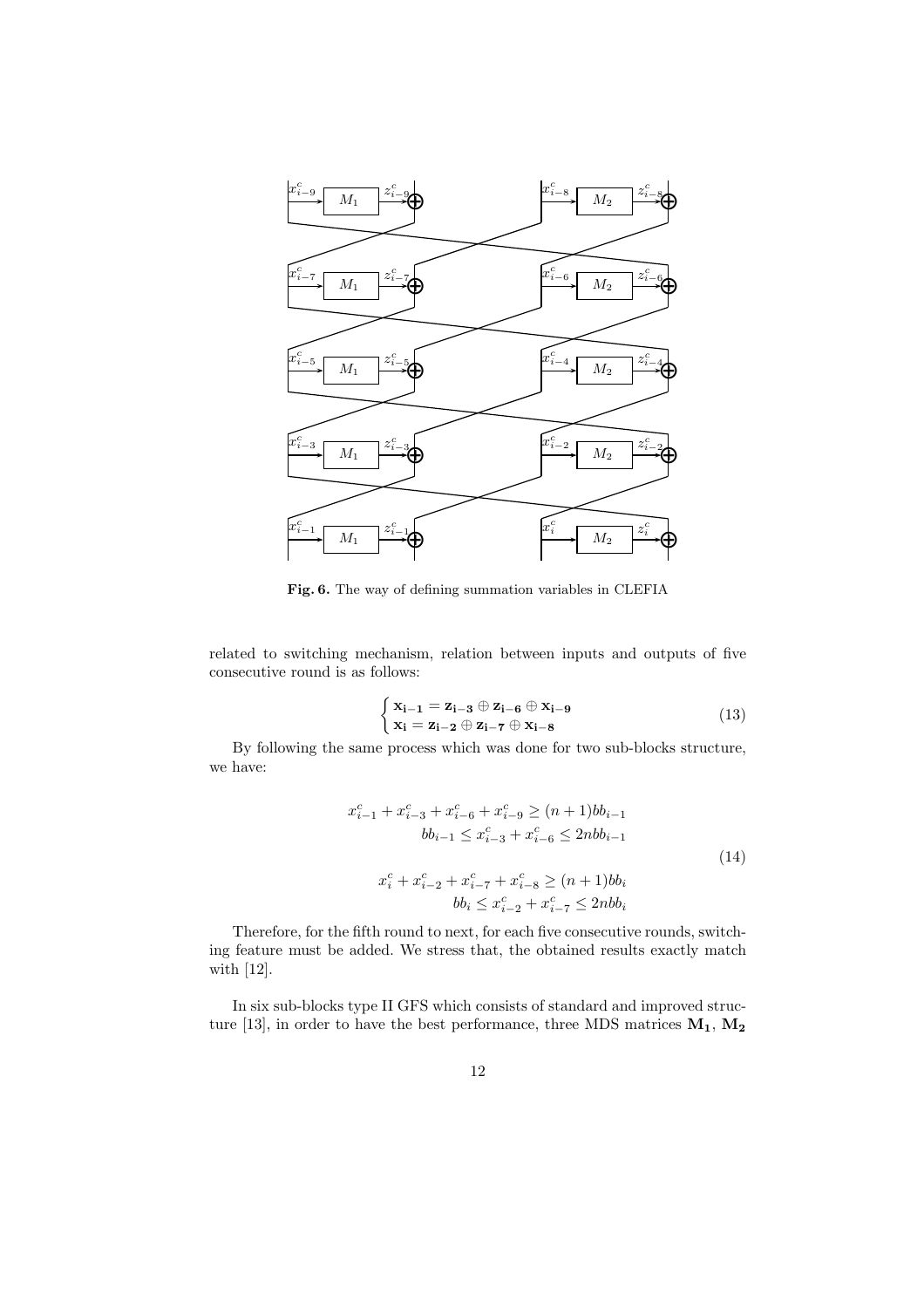**Fig. 6.** The way of defining summation variables in CLEFIA

related to switching mechanism, relation between inputs and outputs of five consecutive round is as follows:

$$\begin{cases} \mathbf{x_{i-1}} = \mathbf{z_{i-3}} \oplus \mathbf{z_{i-6}} \oplus \mathbf{x_{i-9}} \\ \mathbf{x_i} = \mathbf{z_{i-2}} \oplus \mathbf{z_{i-7}} \oplus \mathbf{x_{i-8}} \end{cases} \tag{13}$$

By following the same process which was done for two sub-blocks structure, we have:

$$\begin{aligned} x^c_{i-1} + x^c_{i-3} + x^c_{i-6} + x^c_{i-9} &\geq (n+1)bb_{i-1} \\ bb_{i-1} \leq x^c_{i-3} + x^c_{i-6} &\leq 2nbb_{i-1} \\ \\ x^c_{i} + x^c_{i-2} + x^c_{i-7} + x^c_{i-8} &\geq (n+1)bb_{i} \\ bb_{i} \leq x^c_{i-2} + x^c_{i-7} &\leq 2nbb_{i} \end{aligned} \tag{14}$$

Therefore, for the fifth round to next, for each five consecutive rounds, switching feature must be added. We stress that, the obtained results exactly match with [12].

In six sub-blocks type II GFS which consists of standard and improved structure [13], in order to have the best performance, three MDS matrices $\mathbf{M_1}$, $\mathbf{M_2}$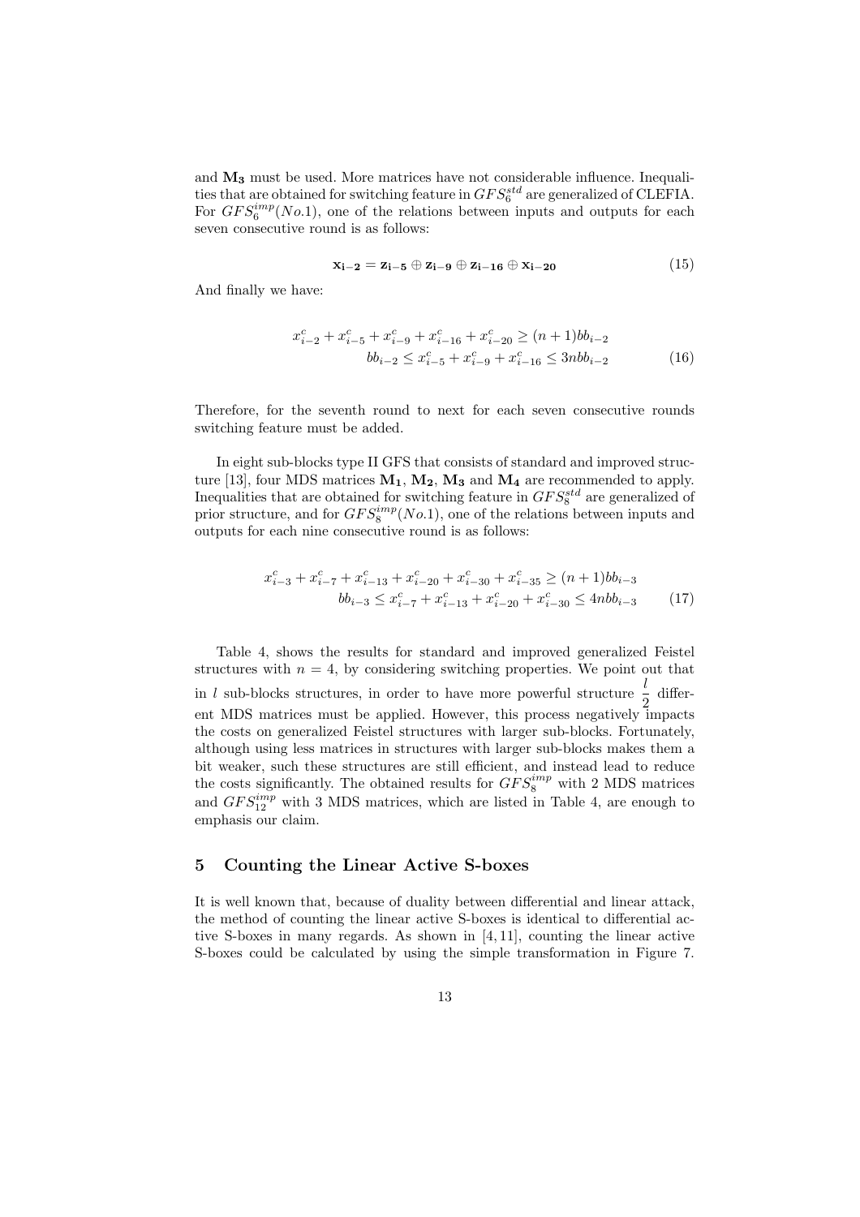and $\mathbf{M_3}$ must be used. More matrices have not considerable influence. Inequalities that are obtained for switching feature in $GFS_6^{std}$ are generalized of CLEFIA. For $GFS_6^{imp}(No.1)$, one of the relations between inputs and outputs for each seven consecutive round is as follows:

$$\mathbf{x_{i-2} = z_{i-5} \oplus z_{i-9} \oplus z_{i-16} \oplus x_{i-20}} \tag{15}$$

And finally we have:

$$\begin{aligned} x_{i-2}^c + x_{i-5}^c + x_{i-9}^c + x_{i-16}^c + x_{i-20}^c \geq (n+1)bb_{i-2} \\ bb_{i-2} \leq x_{i-5}^c + x_{i-9}^c + x_{i-16}^c \leq 3nbb_{i-2} \end{aligned} \tag{16}$$

Therefore, for the seventh round to next for each seven consecutive rounds switching feature must be added.

In eight sub-blocks type II GFS that consists of standard and improved structure [13], four MDS matrices $\mathbf{M_1}$, $\mathbf{M_2}$, $\mathbf{M_3}$ and $\mathbf{M_4}$ are recommended to apply. Inequalities that are obtained for switching feature in $GFS_8^{std}$ are generalized of prior structure, and for $GFS_8^{imp}(No.1)$, one of the relations between inputs and outputs for each nine consecutive round is as follows:

$$\begin{aligned} x_{i-3}^c + x_{i-7}^c + x_{i-13}^c + x_{i-20}^c + x_{i-30}^c + x_{i-35}^c \geq (n+1)bb_{i-3} \\ bb_{i-3} \leq x_{i-7}^c + x_{i-13}^c + x_{i-20}^c + x_{i-30}^c \leq 4nbb_{i-3} \end{aligned} \tag{17}$$

Table 4, shows the results for standard and improved generalized Feistel structures with $n = 4$, by considering switching properties. We point out that in $l$ sub-blocks structures, in order to have more powerful structure $\frac{l}{2}$ different MDS matrices must be applied. However, this process negatively impacts the costs on generalized Feistel structures with larger sub-blocks. Fortunately, although using less matrices in structures with larger sub-blocks makes them a bit weaker, such these structures are still efficient, and instead lead to reduce the costs significantly. The obtained results for $GFS_8^{imp}$ with 2 MDS matrices and $GFS_{12}^{imp}$ with 3 MDS matrices, which are listed in Table 4, are enough to emphasis our claim.

## 5 Counting the Linear Active S-boxes

It is well known that, because of duality between differential and linear attack, the method of counting the linear active S-boxes is identical to differential active S-boxes in many regards. As shown in [4, 11], counting the linear active S-boxes could be calculated by using the simple transformation in Figure 7.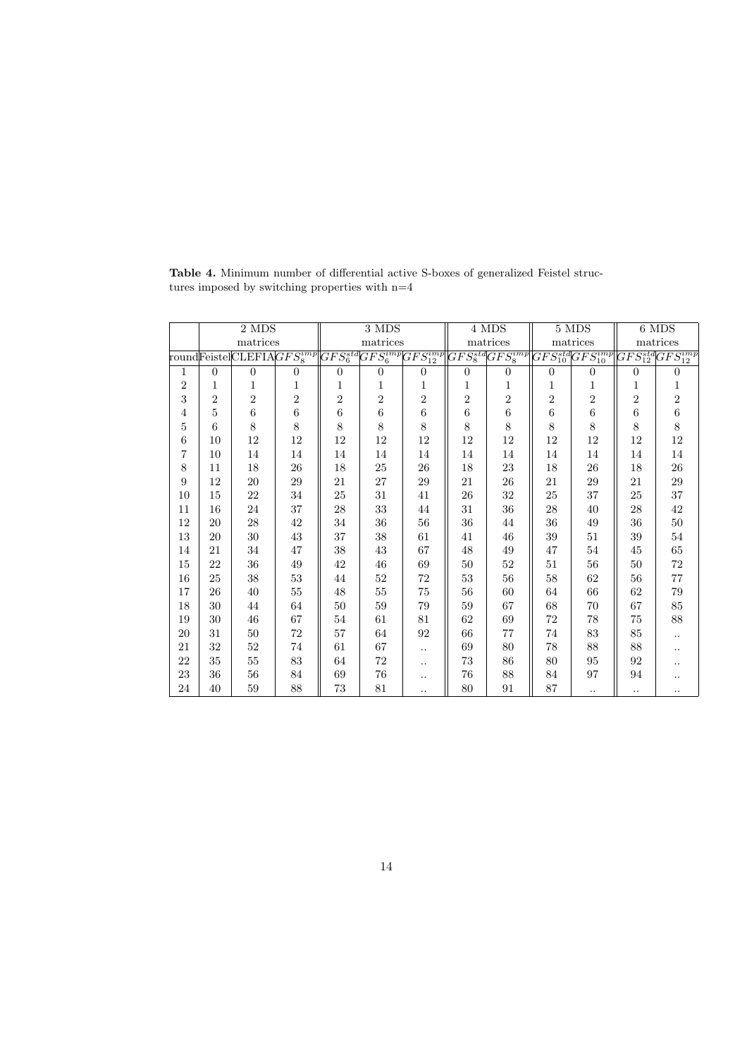**Table 4.** Minimum number of differential active S-boxes of generalized Feistel structures imposed by switching properties with n=4

| | 2 MDS matrices | | | 3 MDS matrices | | | 4 MDS matrices | | 5 MDS matrices | | 6 MDS matrices | |
|---|---|---|---|---|---|---|---|---|---|---|---|---|
| round | Feistel | CLEFIA | $GFS_8^{imp}$ | $GFS_6^{std}$ | $GFS_6^{imp}$ | $GFS_{12}^{imp}$ | $GFS_8^{std}$ | $GFS_8^{imp}$ | $GFS_{10}^{std}$ | $GFS_{10}^{imp}$ | $GFS_{12}^{std}$ | $GFS_{12}^{imp}$ |
| 1 | 0 | 0 | 0 | 0 | 0 | 0 | 0 | 0 | 0 | 0 | 0 | 0 |
| 2 | 1 | 1 | 1 | 1 | 1 | 1 | 1 | 1 | 1 | 1 | 1 | 1 |
| 3 | 2 | 2 | 2 | 2 | 2 | 2 | 2 | 2 | 2 | 2 | 2 | 2 |
| 4 | 5 | 6 | 6 | 6 | 6 | 6 | 6 | 6 | 6 | 6 | 6 | 6 |
| 5 | 6 | 8 | 8 | 8 | 8 | 8 | 8 | 8 | 8 | 8 | 8 | 8 |
| 6 | 10 | 12 | 12 | 12 | 12 | 12 | 12 | 12 | 12 | 12 | 12 | 12 |
| 7 | 10 | 14 | 14 | 14 | 14 | 14 | 14 | 14 | 14 | 14 | 14 | 14 |
| 8 | 11 | 18 | 26 | 18 | 25 | 26 | 18 | 23 | 18 | 26 | 18 | 26 |
| 9 | 12 | 20 | 29 | 21 | 27 | 29 | 21 | 26 | 21 | 29 | 21 | 29 |
| 10 | 15 | 22 | 34 | 25 | 31 | 41 | 26 | 32 | 25 | 37 | 25 | 37 |
| 11 | 16 | 24 | 37 | 28 | 33 | 44 | 31 | 36 | 28 | 40 | 28 | 42 |
| 12 | 20 | 28 | 42 | 34 | 36 | 56 | 36 | 44 | 36 | 49 | 36 | 50 |
| 13 | 20 | 30 | 43 | 37 | 38 | 61 | 41 | 46 | 39 | 51 | 39 | 54 |
| 14 | 21 | 34 | 47 | 38 | 43 | 67 | 48 | 49 | 47 | 54 | 45 | 65 |
| 15 | 22 | 36 | 49 | 42 | 46 | 69 | 50 | 52 | 51 | 56 | 50 | 72 |
| 16 | 25 | 38 | 53 | 44 | 52 | 72 | 53 | 56 | 58 | 62 | 56 | 77 |
| 17 | 26 | 40 | 55 | 48 | 55 | 75 | 56 | 60 | 64 | 66 | 62 | 79 |
| 18 | 30 | 44 | 64 | 50 | 59 | 79 | 59 | 67 | 68 | 70 | 67 | 85 |
| 19 | 30 | 46 | 67 | 54 | 61 | 81 | 62 | 69 | 72 | 78 | 75 | 88 |
| 20 | 31 | 50 | 72 | 57 | 64 | 92 | 66 | 77 | 74 | 83 | 85 | .. |
| 21 | 32 | 52 | 74 | 61 | 67 | .. | 69 | 80 | 78 | 88 | 88 | .. |
| 22 | 35 | 55 | 83 | 64 | 72 | .. | 73 | 86 | 80 | 95 | 92 | .. |
| 23 | 36 | 56 | 84 | 69 | 76 | .. | 76 | 88 | 84 | 97 | 94 | .. |
| 24 | 40 | 59 | 88 | 73 | 81 | .. | 80 | 91 | 87 | .. | .. | .. |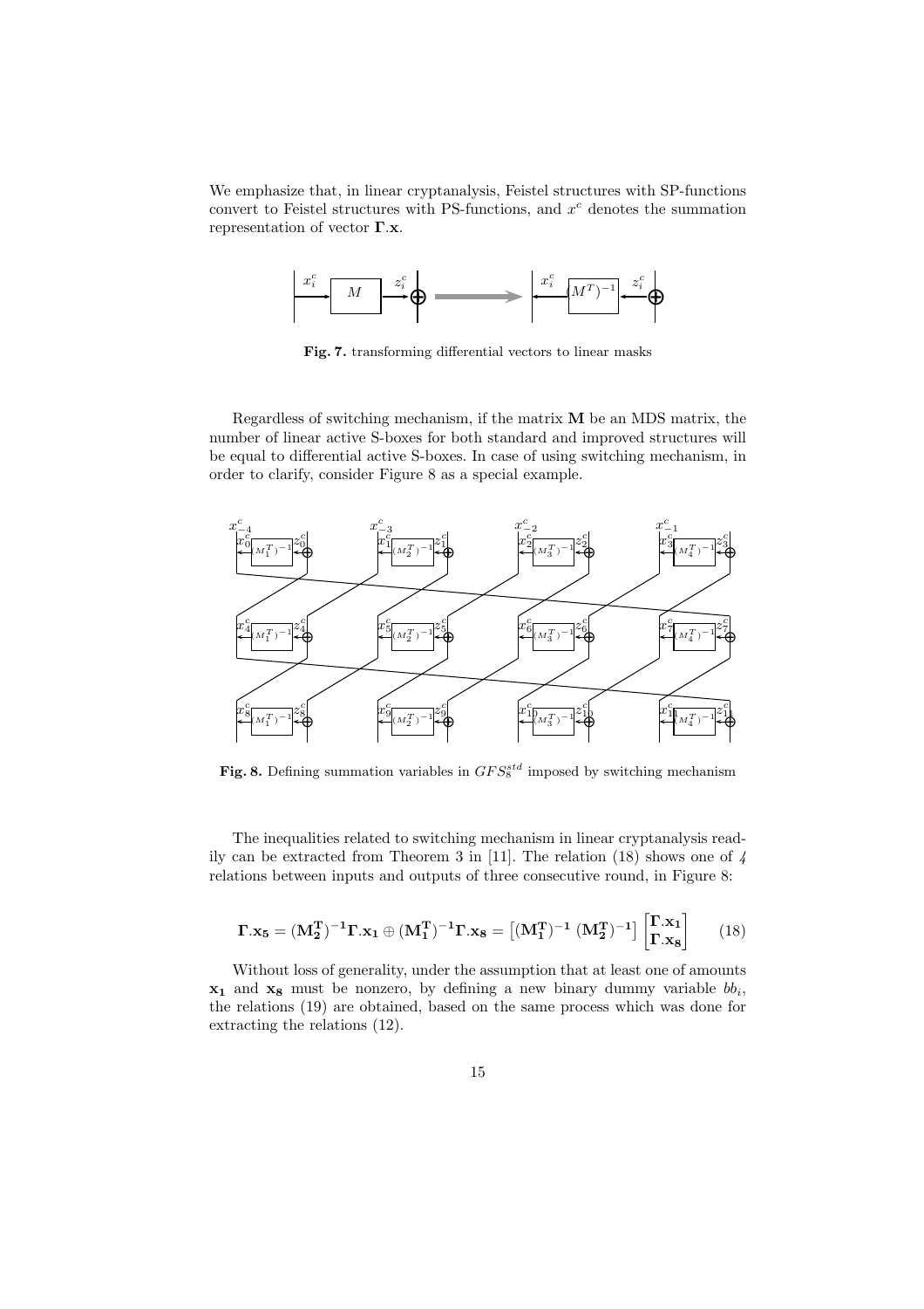We emphasize that, in linear cryptanalysis, Feistel structures with SP-functions convert to Feistel structures with PS-functions, and $x^c$ denotes the summation representation of vector $\mathbf{\Gamma}.\mathbf{x}$.

**Fig. 7.** transforming differential vectors to linear masks

Regardless of switching mechanism, if the matrix $\mathbf{M}$ be an MDS matrix, the number of linear active S-boxes for both standard and improved structures will be equal to differential active S-boxes. In case of using switching mechanism, in order to clarify, consider Figure 8 as a special example.

**Fig. 8.** Defining summation variables in $GFS_8^{std}$ imposed by switching mechanism

The inequalities related to switching mechanism in linear cryptanalysis readily can be extracted from Theorem 3 in [11]. The relation (18) shows one of *4* relations between inputs and outputs of three consecutive round, in Figure 8:

$$\mathbf{\Gamma}.\mathbf{x_5} = (\mathbf{M_2^T})^{-1}\mathbf{\Gamma}.\mathbf{x_1} \oplus (\mathbf{M_1^T})^{-1}\mathbf{\Gamma}.\mathbf{x_8} = \left[(\mathbf{M_1^T})^{-1} \; (\mathbf{M_2^T})^{-1}\right] \begin{bmatrix} \mathbf{\Gamma}.\mathbf{x_1} \\ \mathbf{\Gamma}.\mathbf{x_8} \end{bmatrix} \qquad (18)$$

Without loss of generality, under the assumption that at least one of amounts $\mathbf{x_1}$ and $\mathbf{x_8}$ must be nonzero, by defining a new binary dummy variable $bb_i$, the relations (19) are obtained, based on the same process which was done for extracting the relations (12).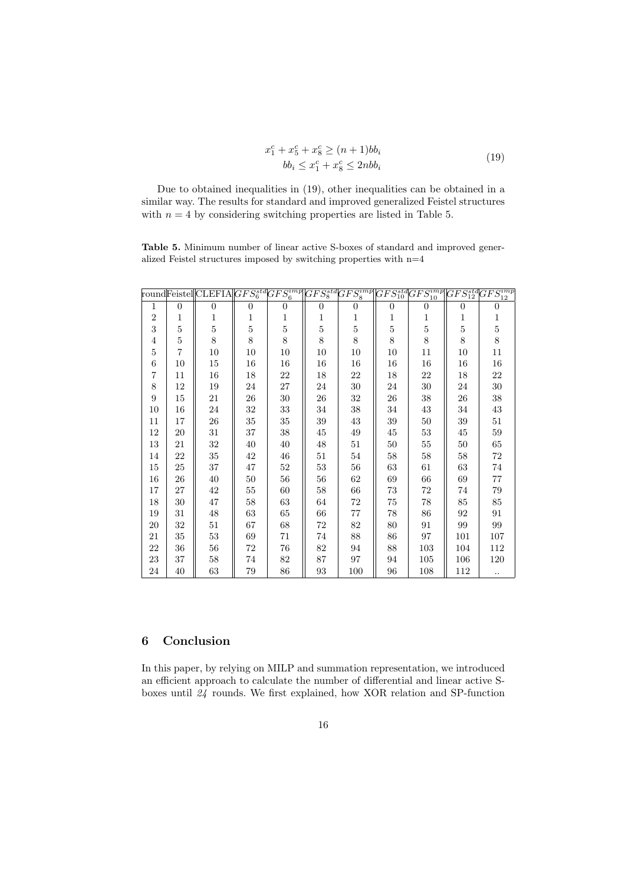$$
\begin{aligned}
x_1^c + x_5^c + x_8^c &\geq (n+1)bb_i \\
bb_i \leq x_1^c + x_8^c &\leq 2nbb_i
\end{aligned} \tag{19}
$$

Due to obtained inequalities in (19), other inequalities can be obtained in a similar way. The results for standard and improved generalized Feistel structures with $n = 4$ by considering switching properties are listed in Table 5.

**Table 5.** Minimum number of linear active S-boxes of standard and improved generalized Feistel structures imposed by switching properties with n=4

| round | Feistel | CLEFIA | $GFS_6^{std}$ | $GFS_6^{imp}$ | $GFS_8^{std}$ | $GFS_8^{imp}$ | $GFS_{10}^{std}$ | $GFS_{10}^{imp}$ | $GFS_{12}^{std}$ | $GFS_{12}^{imp}$ |
|---|---|---|---|---|---|---|---|---|---|---|
| 1 | 0 | 0 | 0 | 0 | 0 | 0 | 0 | 0 | 0 | 0 |
| 2 | 1 | 1 | 1 | 1 | 1 | 1 | 1 | 1 | 1 | 1 |
| 3 | 5 | 5 | 5 | 5 | 5 | 5 | 5 | 5 | 5 | 5 |
| 4 | 5 | 8 | 8 | 8 | 8 | 8 | 8 | 8 | 8 | 8 |
| 5 | 7 | 10 | 10 | 10 | 10 | 10 | 10 | 11 | 10 | 11 |
| 6 | 10 | 15 | 16 | 16 | 16 | 16 | 16 | 16 | 16 | 16 |
| 7 | 11 | 16 | 18 | 22 | 18 | 22 | 18 | 22 | 18 | 22 |
| 8 | 12 | 19 | 24 | 27 | 24 | 30 | 24 | 30 | 24 | 30 |
| 9 | 15 | 21 | 26 | 30 | 26 | 32 | 26 | 38 | 26 | 38 |
| 10 | 16 | 24 | 32 | 33 | 34 | 38 | 34 | 43 | 34 | 43 |
| 11 | 17 | 26 | 35 | 35 | 39 | 43 | 39 | 50 | 39 | 51 |
| 12 | 20 | 31 | 37 | 38 | 45 | 49 | 45 | 53 | 45 | 59 |
| 13 | 21 | 32 | 40 | 40 | 48 | 51 | 50 | 55 | 50 | 65 |
| 14 | 22 | 35 | 42 | 46 | 51 | 54 | 58 | 58 | 58 | 72 |
| 15 | 25 | 37 | 47 | 52 | 53 | 56 | 63 | 61 | 63 | 74 |
| 16 | 26 | 40 | 50 | 56 | 56 | 62 | 69 | 66 | 69 | 77 |
| 17 | 27 | 42 | 55 | 60 | 58 | 66 | 73 | 72 | 74 | 79 |
| 18 | 30 | 47 | 58 | 63 | 64 | 72 | 75 | 78 | 85 | 85 |
| 19 | 31 | 48 | 63 | 65 | 66 | 77 | 78 | 86 | 92 | 91 |
| 20 | 32 | 51 | 67 | 68 | 72 | 82 | 80 | 91 | 99 | 99 |
| 21 | 35 | 53 | 69 | 71 | 74 | 88 | 86 | 97 | 101 | 107 |
| 22 | 36 | 56 | 72 | 76 | 82 | 94 | 88 | 103 | 104 | 112 |
| 23 | 37 | 58 | 74 | 82 | 87 | 97 | 94 | 105 | 106 | 120 |
| 24 | 40 | 63 | 79 | 86 | 93 | 100 | 96 | 108 | 112 | .. |

## 6 Conclusion

In this paper, by relying on MILP and summation representation, we introduced an efficient approach to calculate the number of differential and linear active S-boxes until *24* rounds. We first explained, how XOR relation and SP-function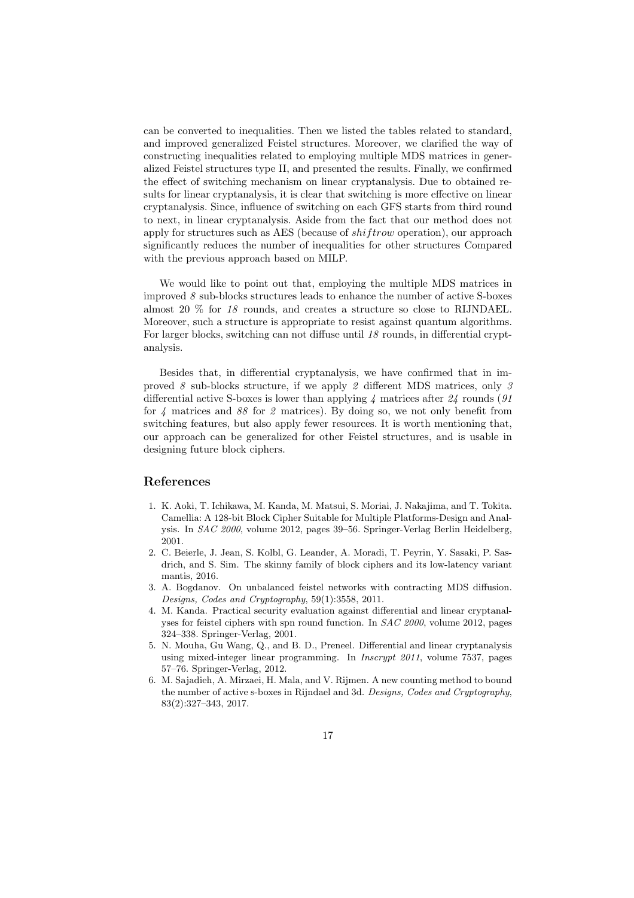can be converted to inequalities. Then we listed the tables related to standard, and improved generalized Feistel structures. Moreover, we clarified the way of constructing inequalities related to employing multiple MDS matrices in generalized Feistel structures type II, and presented the results. Finally, we confirmed the effect of switching mechanism on linear cryptanalysis. Due to obtained results for linear cryptanalysis, it is clear that switching is more effective on linear cryptanalysis. Since, influence of switching on each GFS starts from third round to next, in linear cryptanalysis. Aside from the fact that our method does not apply for structures such as AES (because of $shiftrow$ operation), our approach significantly reduces the number of inequalities for other structures Compared with the previous approach based on MILP.

We would like to point out that, employing the multiple MDS matrices in improved *8* sub-blocks structures leads to enhance the number of active S-boxes almost 20 % for *18* rounds, and creates a structure so close to RIJNDAEL. Moreover, such a structure is appropriate to resist against quantum algorithms. For larger blocks, switching can not diffuse until *18* rounds, in differential cryptanalysis.

Besides that, in differential cryptanalysis, we have confirmed that in improved *8* sub-blocks structure, if we apply *2* different MDS matrices, only *3* differential active S-boxes is lower than applying *4* matrices after *24* rounds (*91* for *4* matrices and *88* for *2* matrices). By doing so, we not only benefit from switching features, but also apply fewer resources. It is worth mentioning that, our approach can be generalized for other Feistel structures, and is usable in designing future block ciphers.

## References

1. K. Aoki, T. Ichikawa, M. Kanda, M. Matsui, S. Moriai, J. Nakajima, and T. Tokita. Camellia: A 128-bit Block Cipher Suitable for Multiple Platforms-Design and Analysis. In *SAC 2000*, volume 2012, pages 39–56. Springer-Verlag Berlin Heidelberg, 2001.
2. C. Beierle, J. Jean, S. Kolbl, G. Leander, A. Moradi, T. Peyrin, Y. Sasaki, P. Sasdrich, and S. Sim. The skinny family of block ciphers and its low-latency variant mantis, 2016.
3. A. Bogdanov. On unbalanced feistel networks with contracting MDS diffusion. *Designs, Codes and Cryptography*, 59(1):3558, 2011.
4. M. Kanda. Practical security evaluation against differential and linear cryptanalyses for feistel ciphers with spn round function. In *SAC 2000*, volume 2012, pages 324–338. Springer-Verlag, 2001.
5. N. Mouha, Gu Wang, Q., and B. D., Preneel. Differential and linear cryptanalysis using mixed-integer linear programming. In *Inscrypt 2011*, volume 7537, pages 57–76. Springer-Verlag, 2012.
6. M. Sajadieh, A. Mirzaei, H. Mala, and V. Rijmen. A new counting method to bound the number of active s-boxes in Rijndael and 3d. *Designs, Codes and Cryptography*, 83(2):327–343, 2017.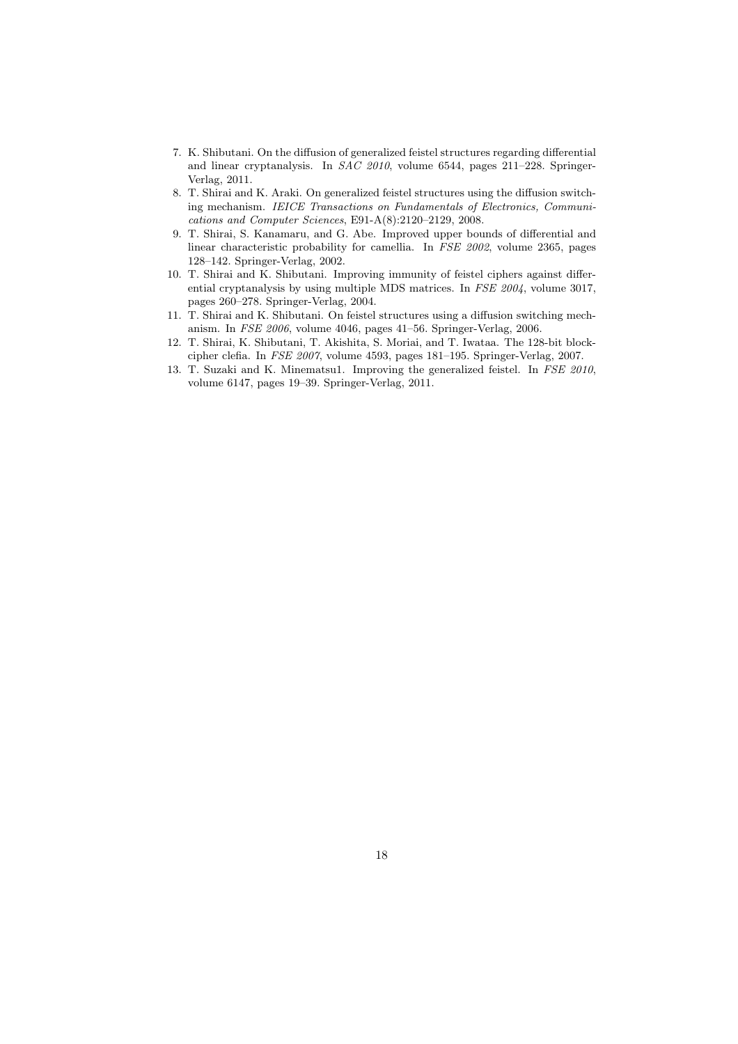7. K. Shibutani. On the diffusion of generalized feistel structures regarding differential and linear cryptanalysis. In *SAC 2010*, volume 6544, pages 211–228. Springer-Verlag, 2011.
8. T. Shirai and K. Araki. On generalized feistel structures using the diffusion switching mechanism. *IEICE Transactions on Fundamentals of Electronics, Communications and Computer Sciences*, E91-A(8):2120–2129, 2008.
9. T. Shirai, S. Kanamaru, and G. Abe. Improved upper bounds of differential and linear characteristic probability for camellia. In *FSE 2002*, volume 2365, pages 128–142. Springer-Verlag, 2002.
10. T. Shirai and K. Shibutani. Improving immunity of feistel ciphers against differential cryptanalysis by using multiple MDS matrices. In *FSE 2004*, volume 3017, pages 260–278. Springer-Verlag, 2004.
11. T. Shirai and K. Shibutani. On feistel structures using a diffusion switching mechanism. In *FSE 2006*, volume 4046, pages 41–56. Springer-Verlag, 2006.
12. T. Shirai, K. Shibutani, T. Akishita, S. Moriai, and T. Iwataa. The 128-bit blockcipher clefia. In *FSE 2007*, volume 4593, pages 181–195. Springer-Verlag, 2007.
13. T. Suzaki and K. Minematsu1. Improving the generalized feistel. In *FSE 2010*, volume 6147, pages 19–39. Springer-Verlag, 2011.